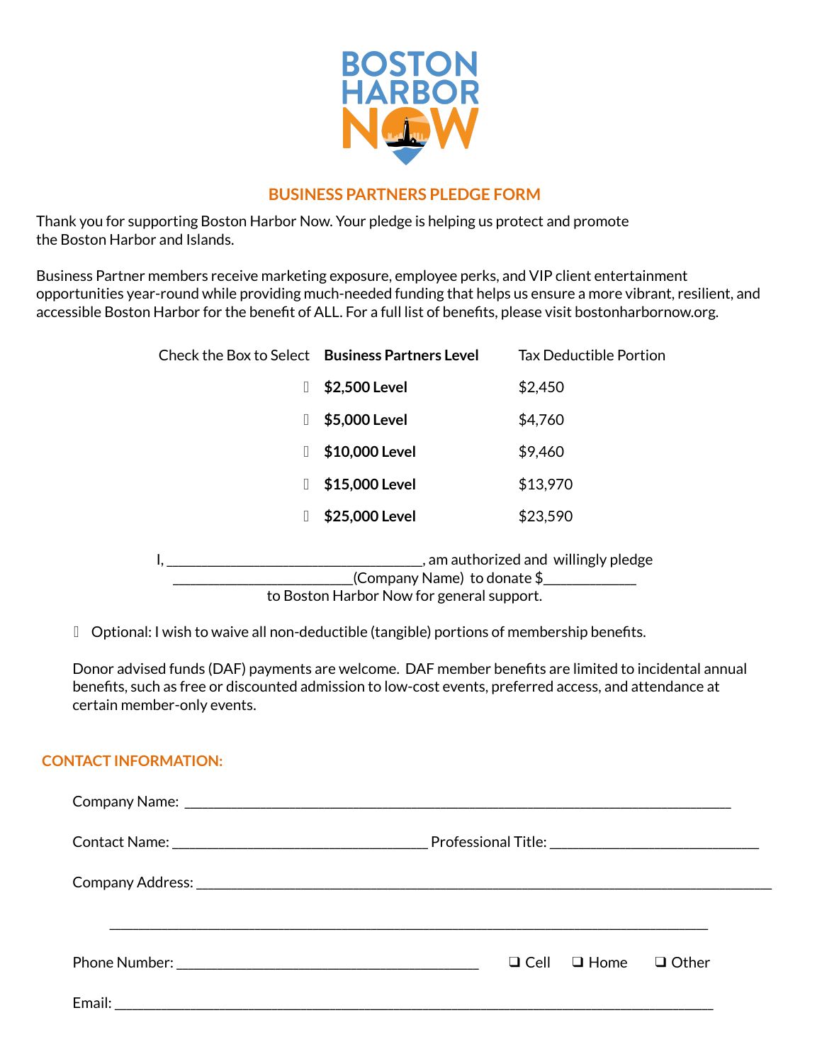BOSTON HARBOR NOW

## BUSINESS PARTNERS PLEDGE FORM

Thank you for supporting Boston Harbor Now. Your pledge is helping us protect and promote the Boston Harbor and Islands.

Business Partner members receive marketing exposure, employee perks, and VIP client entertainment opportunities year-round while providing much-needed funding that helps us ensure a more vibrant, resilient, and accessible Boston Harbor for the benefit of ALL. For a full list of benefits, please visit bostonharbornow.org.

| Check the Box to Select | **Business Partners Level** | Tax Deductible Portion |
|---|---|---|
| ☐ | **$2,500 Level** | $2,450 |
| ☐ | **$5,000 Level** | $4,760 |
| ☐ | **$10,000 Level** | $9,460 |
| ☐ | **$15,000 Level** | $13,970 |
| ☐ | **$25,000 Level** | $23,590 |

I, ______________________________, am authorized and willingly pledge ______________________(Company Name) to donate $___________ to Boston Harbor Now for general support.

☐ Optional: I wish to waive all non-deductible (tangible) portions of membership benefits.

Donor advised funds (DAF) payments are welcome. DAF member benefits are limited to incidental annual benefits, such as free or discounted admission to low-cost events, preferred access, and attendance at certain member-only events.

## CONTACT INFORMATION:

Company Name: ___________________________________________________________________

Contact Name: ______________________________ Professional Title: ________________________

Company Address: ________________________________________________________________

_________________________________________________________________________

Phone Number: ____________________________________ ☐ Cell ☐ Home ☐ Other

Email: _________________________________________________________________________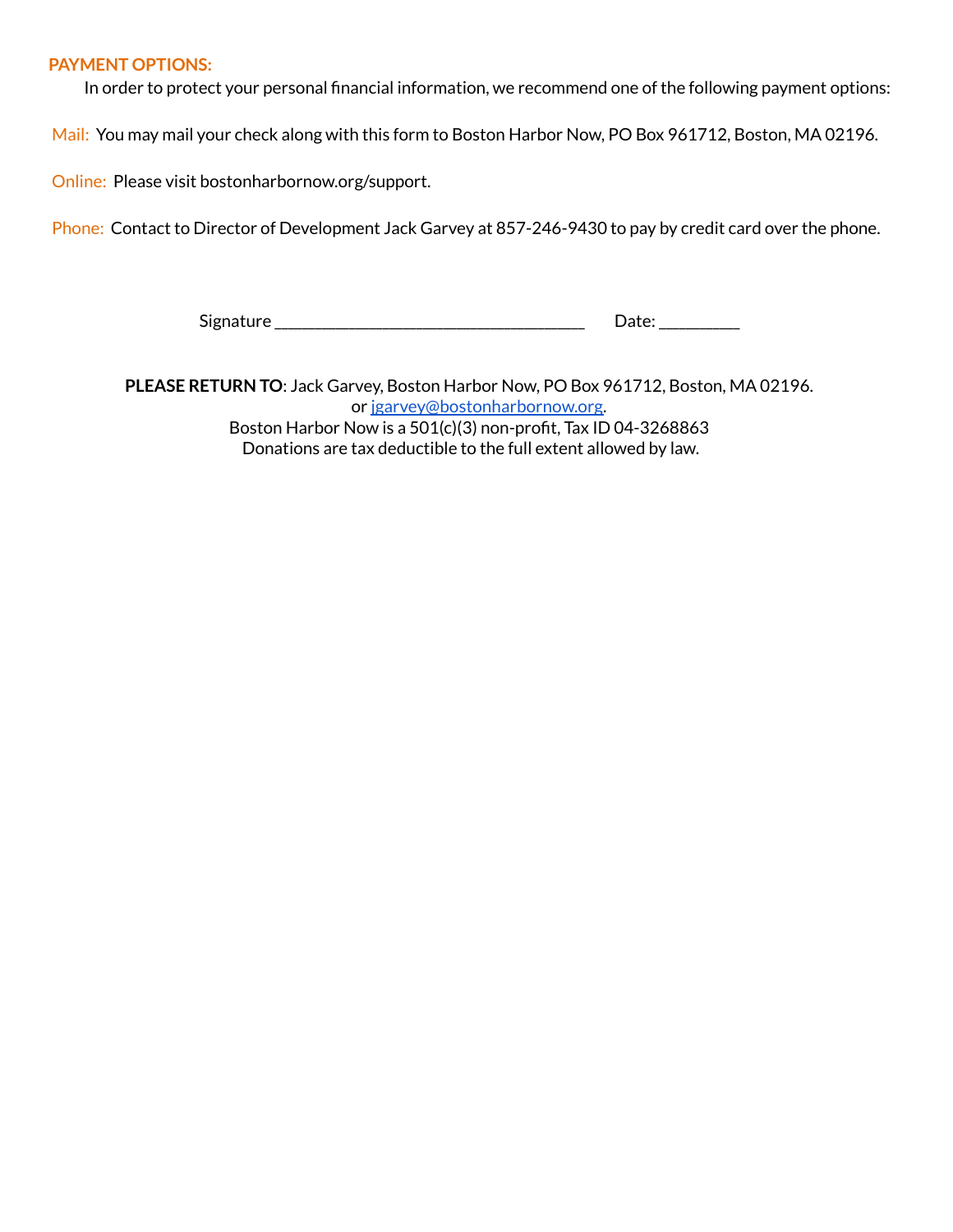## PAYMENT OPTIONS:

In order to protect your personal financial information, we recommend one of the following payment options:

Mail: You may mail your check along with this form to Boston Harbor Now, PO Box 961712, Boston, MA 02196.

Online: Please visit bostonharbornow.org/support.

Phone: Contact to Director of Development Jack Garvey at 857-246-9430 to pay by credit card over the phone.

Signature ____________________________________ Date: _________

**PLEASE RETURN TO**: Jack Garvey, Boston Harbor Now, PO Box 961712, Boston, MA 02196.
or jgarvey@bostonharbornow.org.
Boston Harbor Now is a 501(c)(3) non-profit, Tax ID 04-3268863
Donations are tax deductible to the full extent allowed by law.